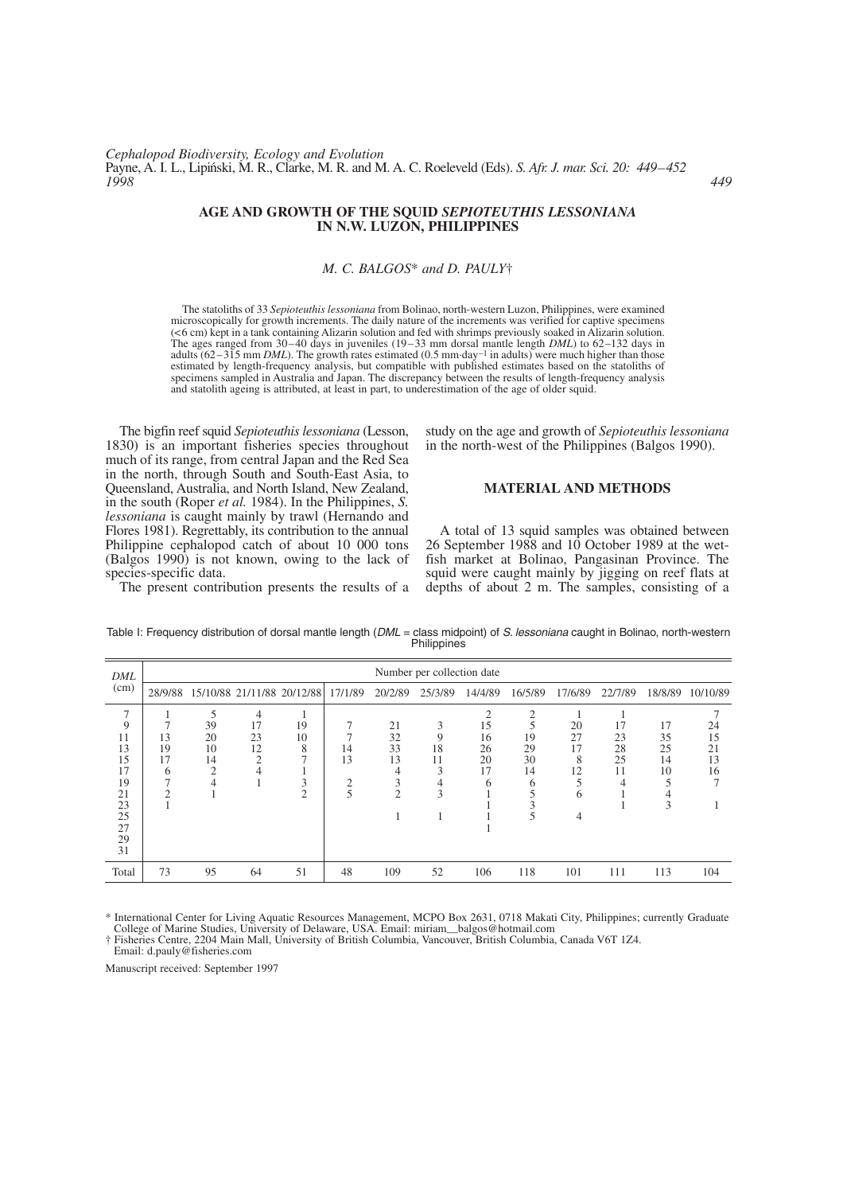# AGE AND GROWTH OF THE SQUID *SEPIOTEUTHIS LESSONIANA* IN N.W. LUZON, PHILIPPINES

*M. C. BALGOS\* and D. PAULY†*

The statoliths of 33 *Sepioteuthis lessoniana* from Bolinao, north-western Luzon, Philippines, were examined microscopically for growth increments. The daily nature of the increments was verified for captive specimens (<6 cm) kept in a tank containing Alizarin solution and fed with shrimps previously soaked in Alizarin solution. The ages ranged from 30–40 days in juveniles (19–33 mm dorsal mantle length *DML*) to 62–132 days in adults (62–315 mm *DML*). The growth rates estimated (0.5 mm·day$^{-1}$ in adults) were much higher than those estimated by length-frequency analysis, but compatible with published estimates based on the statoliths of specimens sampled in Australia and Japan. The discrepancy between the results of length-frequency analysis and statolith ageing is attributed, at least in part, to underestimation of the age of older squid.

The bigfin reef squid *Sepioteuthis lessoniana* (Lesson, 1830) is an important fisheries species throughout much of its range, from central Japan and the Red Sea in the north, through South and South-East Asia, to Queensland, Australia, and North Island, New Zealand, in the south (Roper *et al.* 1984). In the Philippines, *S. lessoniana* is caught mainly by trawl (Hernando and Flores 1981). Regrettably, its contribution to the annual Philippine cephalopod catch of about 10 000 tons (Balgos 1990) is not known, owing to the lack of species-specific data.

The present contribution presents the results of a study on the age and growth of *Sepioteuthis lessoniana* in the north-west of the Philippines (Balgos 1990).

## MATERIAL AND METHODS

A total of 13 squid samples was obtained between 26 September 1988 and 10 October 1989 at the wet-fish market at Bolinao, Pangasinan Province. The squid were caught mainly by jigging on reef flats at depths of about 2 m. The samples, consisting of a

Table I: Frequency distribution of dorsal mantle length (*DML* = class midpoint) of *S. lessoniana* caught in Bolinao, north-western Philippines

| *DML* (cm) | Number per collection date | | | | | | | | | | | | |
|---|---|---|---|---|---|---|---|---|---|---|---|---|---|
| | 28/9/88 | 15/10/88 | 21/11/88 | 20/12/88 | 17/1/89 | 20/2/89 | 25/3/89 | 14/4/89 | 16/5/89 | 17/6/89 | 22/7/89 | 18/8/89 | 10/10/89 |
| 7 | 1 | 5 | 4 | 1 | | | | 2 | 2 | 1 | 1 | | 7 |
| 9 | 7 | 39 | 17 | 19 | 7 | 21 | 3 | 15 | 5 | 20 | 17 | 17 | 24 |
| 11 | 13 | 20 | 23 | 10 | 7 | 32 | 9 | 16 | 19 | 27 | 23 | 35 | 15 |
| 13 | 19 | 10 | 12 | 8 | 14 | 33 | 18 | 26 | 29 | 17 | 28 | 25 | 21 |
| 15 | 17 | 14 | 2 | 7 | 13 | 13 | 11 | 20 | 30 | 8 | 25 | 14 | 13 |
| 17 | 6 | 2 | 4 | 1 | | 4 | 3 | 17 | 14 | 12 | 11 | 10 | 16 |
| 19 | 7 | 4 | 1 | 3 | 2 | 3 | 4 | 6 | 6 | 5 | 4 | 5 | 7 |
| 21 | 2 | 1 | | 2 | 5 | 2 | 3 | 1 | 5 | 6 | 1 | 4 | |
| 23 | 1 | | | | | | | 1 | 3 | | 1 | 3 | 1 |
| 25 | | | | | | 1 | 1 | 1 | 5 | 4 | | | |
| 27 | | | | | | | | 1 | | | | | |
| 29 | | | | | | | | | | | | | |
| 31 | | | | | | | | | | | | | |
| Total | 73 | 95 | 64 | 51 | 48 | 109 | 52 | 106 | 118 | 101 | 111 | 113 | 104 |

\* International Center for Living Aquatic Resources Management, MCPO Box 2631, 0718 Makati City, Philippines; currently Graduate College of Marine Studies, University of Delaware, USA. Email: miriam__balgos@hotmail.com

† Fisheries Centre, 2204 Main Mall, University of British Columbia, Vancouver, British Columbia, Canada V6T 1Z4. Email: d.pauly@fisheries.com

Manuscript received: September 1997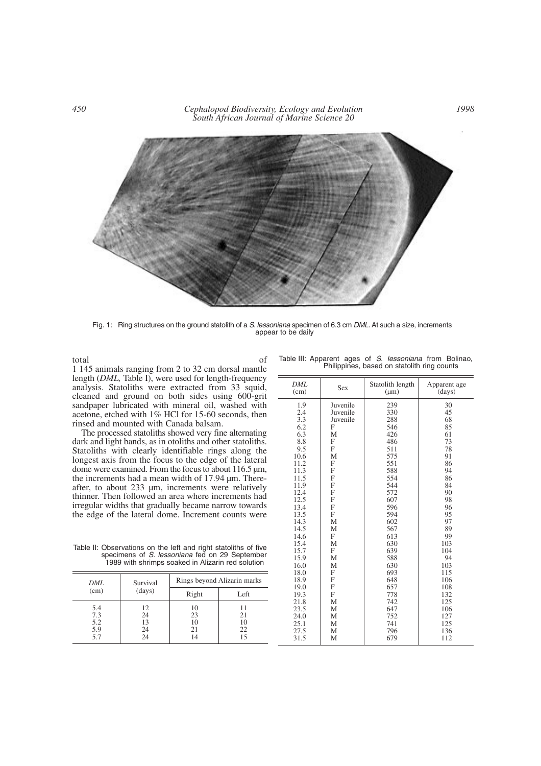Fig. 1: Ring structures on the ground statolith of a *S. lessoniana* specimen of 6.3 cm *DML*. At such a size, increments appear to be daily

total of 1 145 animals ranging from 2 to 32 cm dorsal mantle length (*DML*, Table I), were used for length-frequency analysis. Statoliths were extracted from 33 squid, cleaned and ground on both sides using 600-grit sandpaper lubricated with mineral oil, washed with acetone, etched with 1% HCl for 15-60 seconds, then rinsed and mounted with Canada balsam.

The processed statoliths showed very fine alternating dark and light bands, as in otoliths and other statoliths. Statoliths with clearly identifiable rings along the longest axis from the focus to the edge of the lateral dome were examined. From the focus to about 116.5 µm, the increments had a mean width of 17.94 µm. Thereafter, to about 233 µm, increments were relatively thinner. Then followed an area where increments had irregular widths that gradually became narrow towards the edge of the lateral dome. Increment counts were

Table II: Observations on the left and right statoliths of five specimens of *S. lessoniana* fed on 29 September 1989 with shrimps soaked in Alizarin red solution

| *DML* (cm) | Survival (days) | Rings beyond Alizarin marks | |
|---|---|---|---|
| | | Right | Left |
| 5.4 | 12 | 10 | 11 |
| 7.3 | 24 | 23 | 21 |
| 5.2 | 13 | 10 | 10 |
| 5.9 | 24 | 21 | 22 |
| 5.7 | 24 | 14 | 15 |

Table III: Apparent ages of *S. lessoniana* from Bolinao, Philippines, based on statolith ring counts

| *DML* (cm) | Sex | Statolith length (µm) | Apparent age (days) |
|---|---|---|---|
| 1.9 | Juvenile | 239 | 30 |
| 2.4 | Juvenile | 330 | 45 |
| 3.3 | Juvenile | 288 | 68 |
| 6.2 | F | 546 | 85 |
| 6.3 | M | 426 | 61 |
| 8.8 | F | 486 | 73 |
| 9.5 | F | 511 | 78 |
| 10.6 | M | 575 | 91 |
| 11.2 | F | 551 | 86 |
| 11.3 | F | 588 | 94 |
| 11.5 | F | 554 | 86 |
| 11.9 | F | 544 | 84 |
| 12.4 | F | 572 | 90 |
| 12.5 | F | 607 | 98 |
| 13.4 | F | 596 | 96 |
| 13.5 | F | 594 | 95 |
| 14.3 | M | 602 | 97 |
| 14.5 | M | 567 | 89 |
| 14.6 | F | 613 | 99 |
| 15.4 | M | 630 | 103 |
| 15.7 | F | 639 | 104 |
| 15.9 | M | 588 | 94 |
| 16.0 | M | 630 | 103 |
| 18.0 | F | 693 | 115 |
| 18.9 | F | 648 | 106 |
| 19.0 | F | 657 | 108 |
| 19.3 | F | 778 | 132 |
| 21.8 | M | 742 | 125 |
| 23.5 | M | 647 | 106 |
| 24.0 | M | 752 | 127 |
| 25.1 | M | 741 | 125 |
| 27.5 | M | 796 | 136 |
| 31.5 | M | 679 | 112 |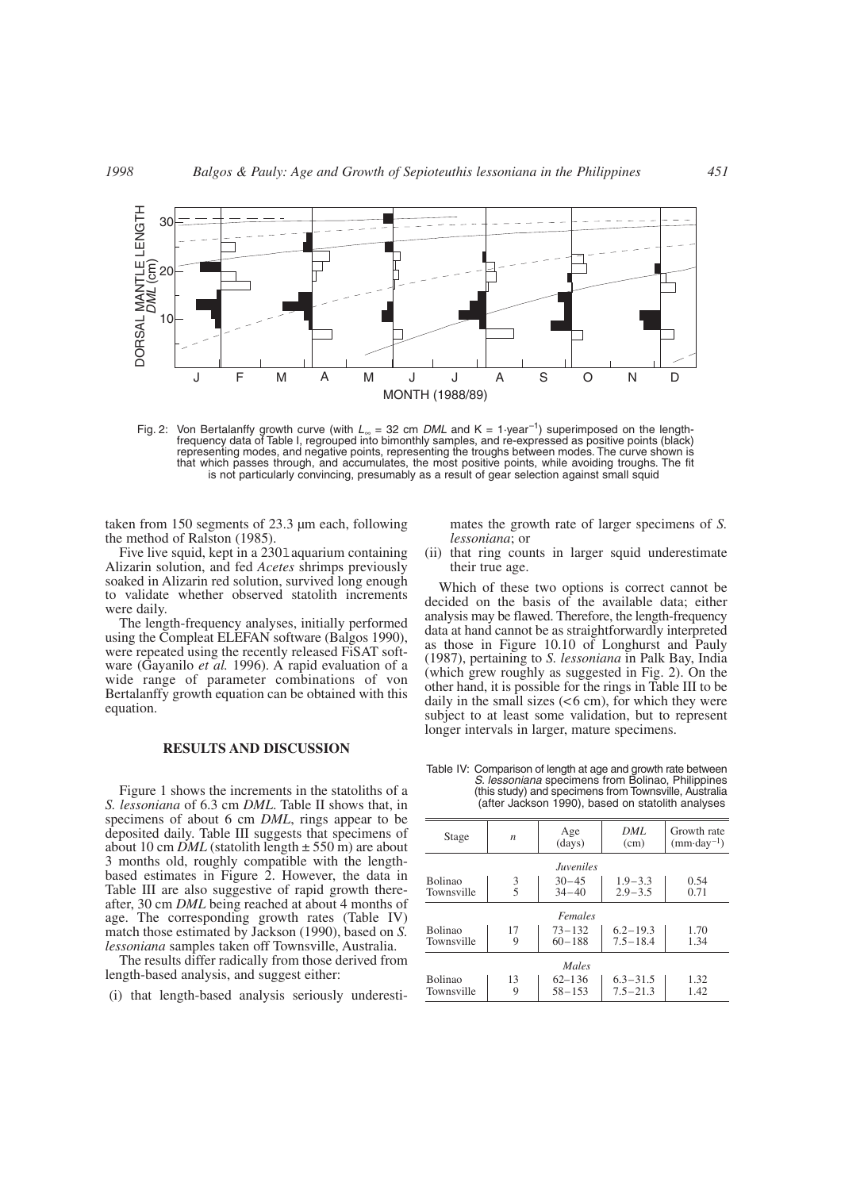Fig. 2: Von Bertalanffy growth curve (with $L_\infty$ = 32 cm *DML* and K = 1·year$^{-1}$) superimposed on the length-frequency data of Table I, regrouped into bimonthly samples, and re-expressed as positive points (black) representing modes, and negative points, representing the troughs between modes. The curve shown is that which passes through, and accumulates, the most positive points, while avoiding troughs. The fit is not particularly convincing, presumably as a result of gear selection against small squid

taken from 150 segments of 23.3 µm each, following the method of Ralston (1985).

Five live squid, kept in a 230 l aquarium containing Alizarin solution, and fed *Acetes* shrimps previously soaked in Alizarin red solution, survived long enough to validate whether observed statolith increments were daily.

The length-frequency analyses, initially performed using the Compleat ELEFAN software (Balgos 1990), were repeated using the recently released FiSAT software (Gayanilo *et al.* 1996). A rapid evaluation of a wide range of parameter combinations of von Bertalanffy growth equation can be obtained with this equation.

## RESULTS AND DISCUSSION

Figure 1 shows the increments in the statoliths of a *S. lessoniana* of 6.3 cm *DML*. Table II shows that, in specimens of about 6 cm *DML*, rings appear to be deposited daily. Table III suggests that specimens of about 10 cm *DML* (statolith length ± 550 m) are about 3 months old, roughly compatible with the length-based estimates in Figure 2. However, the data in Table III are also suggestive of rapid growth thereafter, 30 cm *DML* being reached at about 4 months of age. The corresponding growth rates (Table IV) match those estimated by Jackson (1990), based on *S. lessoniana* samples taken off Townsville, Australia.

The results differ radically from those derived from length-based analysis, and suggest either:

(i) that length-based analysis seriously underestimates the growth rate of larger specimens of *S. lessoniana*; or
(ii) that ring counts in larger squid underestimate their true age.

Which of these two options is correct cannot be decided on the basis of the available data; either analysis may be flawed. Therefore, the length-frequency data at hand cannot be as straightforwardly interpreted as those in Figure 10.10 of Longhurst and Pauly (1987), pertaining to *S. lessoniana* in Palk Bay, India (which grew roughly as suggested in Fig. 2). On the other hand, it is possible for the rings in Table III to be daily in the small sizes (<6 cm), for which they were subject to at least some validation, but to represent longer intervals in larger, mature specimens.

Table IV: Comparison of length at age and growth rate between *S. lessoniana* specimens from Bolinao, Philippines (this study) and specimens from Townsville, Australia (after Jackson 1990), based on statolith analyses

| Stage | *n* | Age (days) | *DML* (cm) | Growth rate (mm·day$^{-1}$) |
|---|---|---|---|---|
| | | *Juveniles* | | |
| Bolinao | 3 | 30–45 | 1.9–3.3 | 0.54 |
| Townsville | 5 | 34–40 | 2.9–3.5 | 0.71 |
| | | *Females* | | |
| Bolinao | 17 | 73–132 | 6.2–19.3 | 1.70 |
| Townsville | 9 | 60–188 | 7.5–18.4 | 1.34 |
| | | *Males* | | |
| Bolinao | 13 | 62–136 | 6.3–31.5 | 1.32 |
| Townsville | 9 | 58–153 | 7.5–21.3 | 1.42 |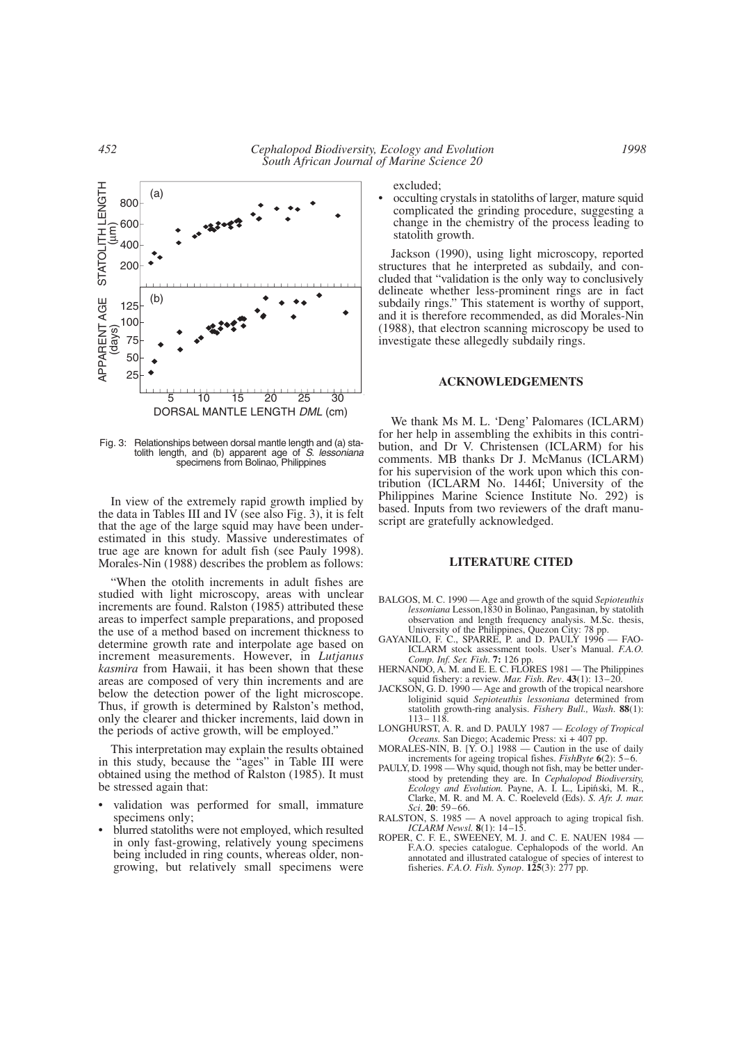(a)

STATOLITH LENGTH (µm)

800

600

400

200

(b)

APPARENT AGE (days)

125

100

75

50

25

5 10 15 20 25 30

DORSAL MANTLE LENGTH *DML* (cm)

Fig. 3: Relationships between dorsal mantle length and (a) statolith length, and (b) apparent age of *S. lessoniana* specimens from Bolinao, Philippines

In view of the extremely rapid growth implied by the data in Tables III and IV (see also Fig. 3), it is felt that the age of the large squid may have been underestimated in this study. Massive underestimates of true age are known for adult fish (see Pauly 1998). Morales-Nin (1988) describes the problem as follows:

"When the otolith increments in adult fishes are studied with light microscopy, areas with unclear increments are found. Ralston (1985) attributed these areas to imperfect sample preparations, and proposed the use of a method based on increment thickness to determine growth rate and interpolate age based on increment measurements. However, in *Lutjanus kasmira* from Hawaii, it has been shown that these areas are composed of very thin increments and are below the detection power of the light microscope. Thus, if growth is determined by Ralston's method, only the clearer and thicker increments, laid down in the periods of active growth, will be employed."

This interpretation may explain the results obtained in this study, because the "ages" in Table III were obtained using the method of Ralston (1985). It must be stressed again that:

- validation was performed for small, immature specimens only;
- blurred statoliths were not employed, which resulted in only fast-growing, relatively young specimens being included in ring counts, whereas older, non-growing, but relatively small specimens were excluded;
- occulting crystals in statoliths of larger, mature squid complicated the grinding procedure, suggesting a change in the chemistry of the process leading to statolith growth.

Jackson (1990), using light microscopy, reported structures that he interpreted as subdaily, and concluded that "validation is the only way to conclusively delineate whether less-prominent rings are in fact subdaily rings." This statement is worthy of support, and it is therefore recommended, as did Morales-Nin (1988), that electron scanning microscopy be used to investigate these allegedly subdaily rings.

## ACKNOWLEDGEMENTS

We thank Ms M. L. 'Deng' Palomares (ICLARM) for her help in assembling the exhibits in this contribution, and Dr V. Christensen (ICLARM) for his comments. MB thanks Dr J. McManus (ICLARM) for his supervision of the work upon which this contribution (ICLARM No. 1446I; University of the Philippines Marine Science Institute No. 292) is based. Inputs from two reviewers of the draft manuscript are gratefully acknowledged.

## LITERATURE CITED

BALGOS, M. C. 1990 — Age and growth of the squid *Sepioteuthis lessoniana* Lesson,1830 in Bolinao, Pangasinan, by statolith observation and length frequency analysis. M.Sc. thesis, University of the Philippines, Quezon City: 78 pp.

GAYANILO, F. C., SPARRE, P. and D. PAULY 1996 — FAO-ICLARM stock assessment tools. User's Manual. *F.A.O. Comp. Inf. Ser. Fish*. **7:** 126 pp.

HERNANDO, A. M. and E. E. C. FLORES 1981 — The Philippines squid fishery: a review. *Mar. Fish. Rev*. **43**(1): 13–20.

JACKSON, G. D. 1990 — Age and growth of the tropical nearshore loliginid squid *Sepioteuthis lessoniana* determined from statolith growth-ring analysis. *Fishery Bull., Wash*. **88**(1): 113–118.

LONGHURST, A. R. and D. PAULY 1987 — *Ecology of Tropical Oceans.* San Diego; Academic Press: xi + 407 pp.

MORALES-NIN, B. [Y. O.] 1988 — Caution in the use of daily increments for ageing tropical fishes. *FishByte* **6**(2): 5–6.

PAULY, D. 1998 — Why squid, though not fish, may be better understood by pretending they are. In *Cephalopod Biodiversity, Ecology and Evolution.* Payne, A. I. L., Lipiński, M. R., Clarke, M. R. and M. A. C. Roeleveld (Eds). *S. Afr. J. mar. Sci*. **20**: 59–66.

RALSTON, S. 1985 — A novel approach to aging tropical fish. *ICLARM Newsl.* **8**(1): 14–15.

ROPER, C. F. E., SWEENEY, M. J. and C. E. NAUEN 1984 — F.A.O. species catalogue. Cephalopods of the world. An annotated and illustrated catalogue of species of interest to fisheries. *F.A.O. Fish. Synop*. **125**(3): 277 pp.